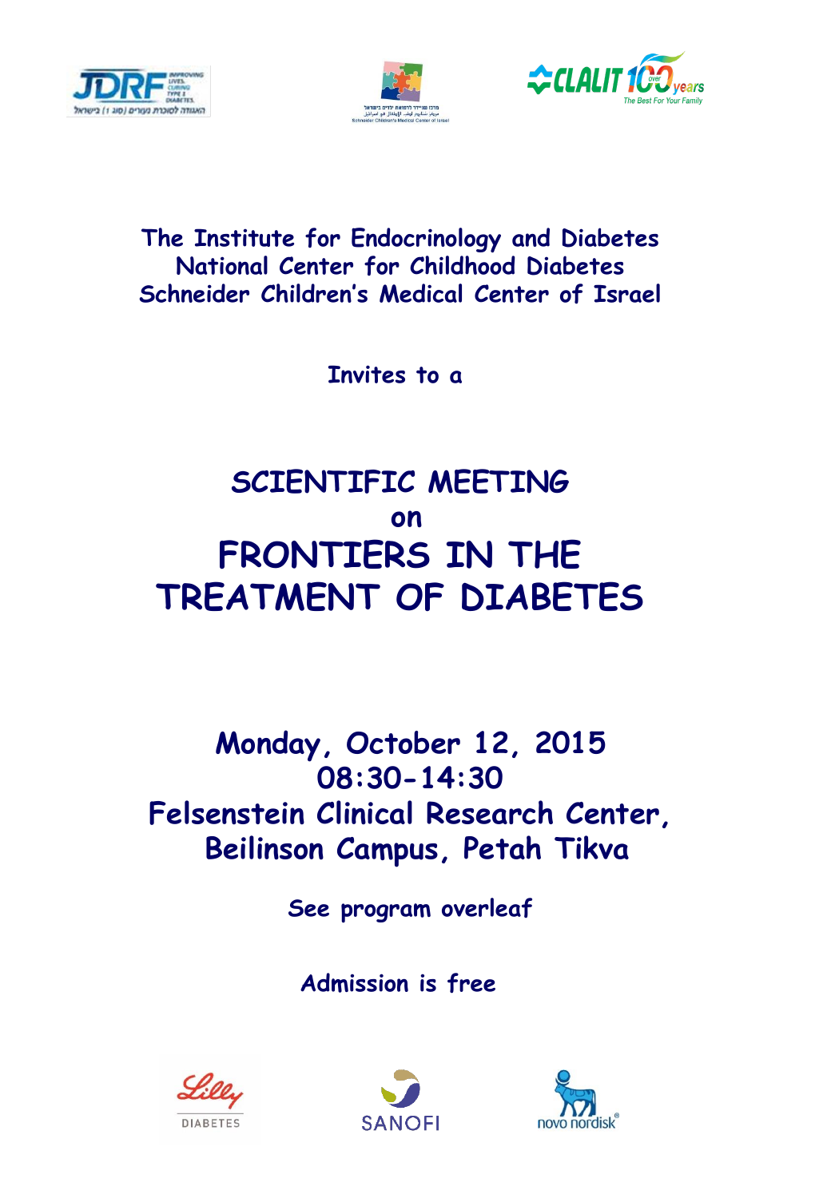The Institute for Endocrinology and Diabetes
National Center for Childhood Diabetes
Schneider Children's Medical Center of Israel

Invites to a

# SCIENTIFIC MEETING
on
# FRONTIERS IN THE TREATMENT OF DIABETES

**Monday, October 12, 2015**
**08:30-14:30**
**Felsenstein Clinical Research Center,**
**Beilinson Campus, Petah Tikva**

See program overleaf

Admission is free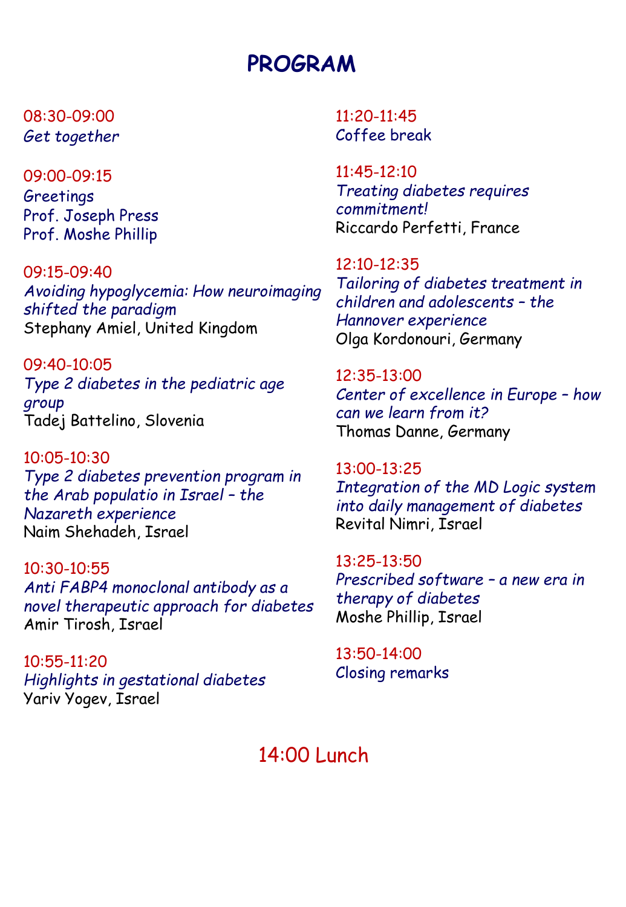# PROGRAM

08:30-09:00
*Get together*

09:00-09:15
Greetings
Prof. Joseph Press
Prof. Moshe Phillip

09:15-09:40
*Avoiding hypoglycemia: How neuroimaging shifted the paradigm*
Stephany Amiel, United Kingdom

09:40-10:05
*Type 2 diabetes in the pediatric age group*
Tadej Battelino, Slovenia

10:05-10:30
*Type 2 diabetes prevention program in the Arab populatio in Israel – the Nazareth experience*
Naim Shehadeh, Israel

10:30-10:55
*Anti FABP4 monoclonal antibody as a novel therapeutic approach for diabetes*
Amir Tirosh, Israel

10:55-11:20
*Highlights in gestational diabetes*
Yariv Yogev, Israel

11:20-11:45
Coffee break

11:45-12:10
*Treating diabetes requires commitment!*
Riccardo Perfetti, France

12:10-12:35
*Tailoring of diabetes treatment in children and adolescents – the Hannover experience*
Olga Kordonouri, Germany

12:35-13:00
*Center of excellence in Europe – how can we learn from it?*
Thomas Danne, Germany

13:00-13:25
*Integration of the MD Logic system into daily management of diabetes*
Revital Nimri, Israel

13:25-13:50
*Prescribed software – a new era in therapy of diabetes*
Moshe Phillip, Israel

13:50-14:00
Closing remarks

14:00 Lunch